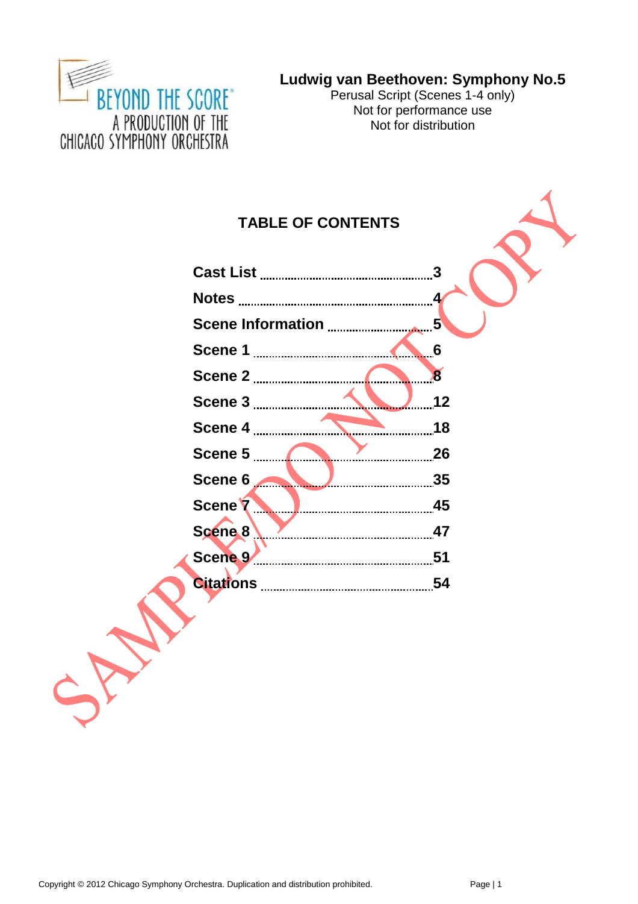BEYOND THE SCORE
A PRODUCTION OF THE
CHICAGO SYMPHONY ORCHESTRA

**Ludwig van Beethoven: Symphony No.5**
Perusal Script (Scenes 1-4 only)
Not for performance use
Not for distribution

SAMPLE/DO NOT COPY

## TABLE OF CONTENTS

| | |
|---|---|
| **Cast List** | **3** |
| **Notes** | **4** |
| **Scene Information** | **5** |
| **Scene 1** | **6** |
| **Scene 2** | **8** |
| **Scene 3** | **12** |
| **Scene 4** | **18** |
| **Scene 5** | **26** |
| **Scene 6** | **35** |
| **Scene 7** | **45** |
| **Scene 8** | **47** |
| **Scene 9** | **51** |
| **Citations** | **54** |

Copyright © 2012 Chicago Symphony Orchestra. Duplication and distribution prohibited.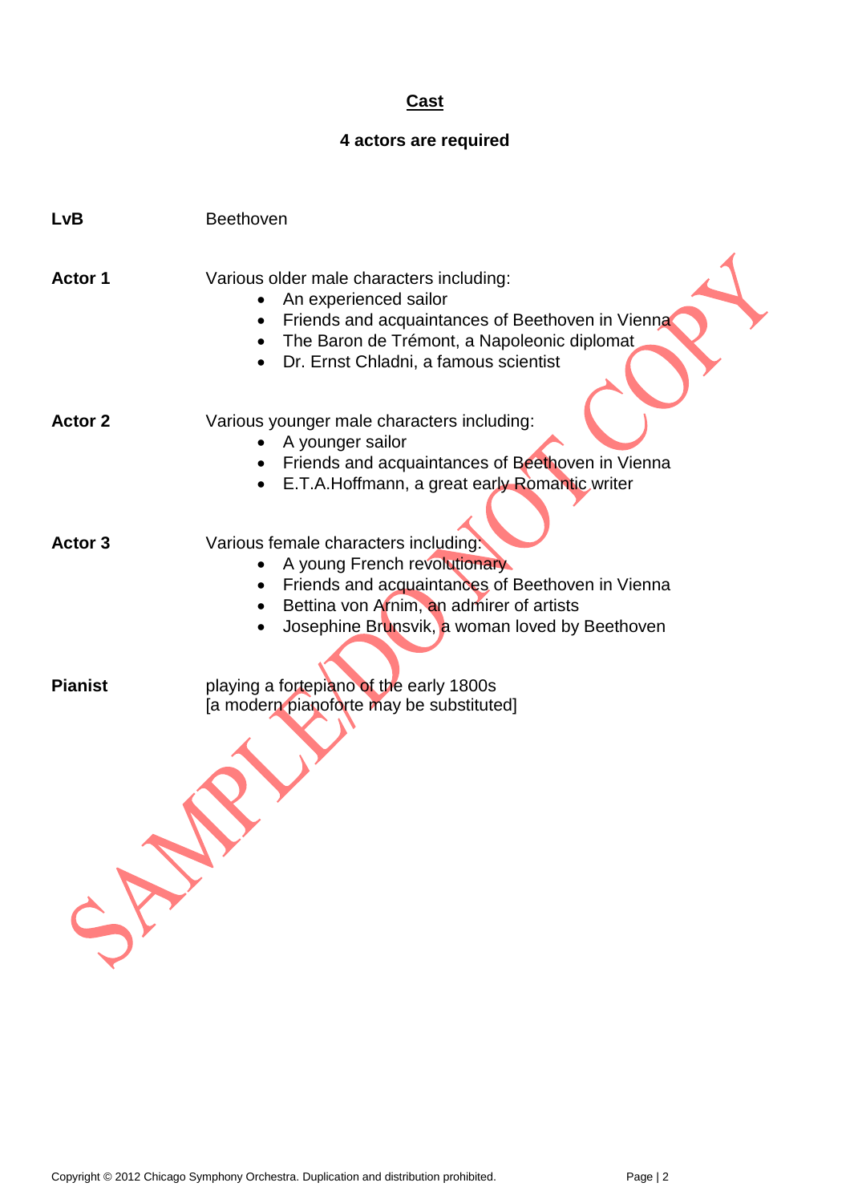# Cast

## 4 actors are required

**LvB** Beethoven

**Actor 1** Various older male characters including:

- An experienced sailor
- Friends and acquaintances of Beethoven in Vienna
- The Baron de Trémont, a Napoleonic diplomat
- Dr. Ernst Chladni, a famous scientist

**Actor 2** Various younger male characters including:

- A younger sailor
- Friends and acquaintances of Beethoven in Vienna
- E.T.A.Hoffmann, a great early Romantic writer

**Actor 3** Various female characters including:

- A young French revolutionary
- Friends and acquaintances of Beethoven in Vienna
- Bettina von Arnim, an admirer of artists
- Josephine Brunsvik, a woman loved by Beethoven

**Pianist** playing a fortepiano of the early 1800s
[a modern pianoforte may be substituted]

Copyright © 2012 Chicago Symphony Orchestra. Duplication and distribution prohibited.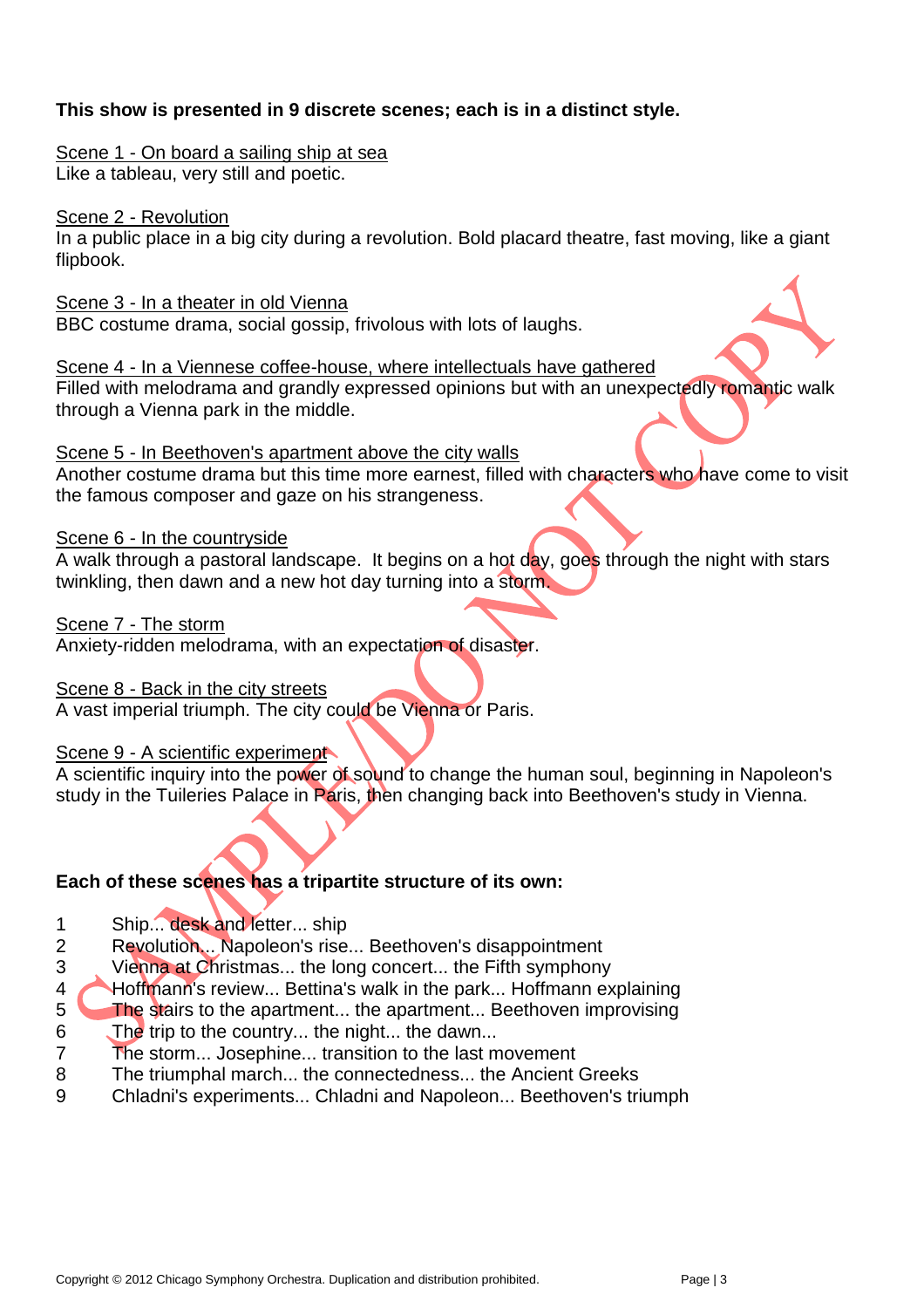**This show is presented in 9 discrete scenes; each is in a distinct style.**

<u>Scene 1 - On board a sailing ship at sea</u>
Like a tableau, very still and poetic.

<u>Scene 2 - Revolution</u>
In a public place in a big city during a revolution. Bold placard theatre, fast moving, like a giant flipbook.

<u>Scene 3 - In a theater in old Vienna</u>
BBC costume drama, social gossip, frivolous with lots of laughs.

<u>Scene 4 - In a Viennese coffee-house, where intellectuals have gathered</u>
Filled with melodrama and grandly expressed opinions but with an unexpectedly romantic walk through a Vienna park in the middle.

<u>Scene 5 - In Beethoven's apartment above the city walls</u>
Another costume drama but this time more earnest, filled with characters who have come to visit the famous composer and gaze on his strangeness.

<u>Scene 6 - In the countryside</u>
A walk through a pastoral landscape. It begins on a hot day, goes through the night with stars twinkling, then dawn and a new hot day turning into a storm.

<u>Scene 7 - The storm</u>
Anxiety-ridden melodrama, with an expectation of disaster.

<u>Scene 8 - Back in the city streets</u>
A vast imperial triumph. The city could be Vienna or Paris.

<u>Scene 9 - A scientific experiment</u>
A scientific inquiry into the power of sound to change the human soul, beginning in Napoleon's study in the Tuileries Palace in Paris, then changing back into Beethoven's study in Vienna.

**Each of these scenes has a tripartite structure of its own:**

1. Ship... desk and letter... ship
2. Revolution... Napoleon's rise... Beethoven's disappointment
3. Vienna at Christmas... the long concert... the Fifth symphony
4. Hoffmann's review... Bettina's walk in the park... Hoffmann explaining
5. The stairs to the apartment... the apartment... Beethoven improvising
6. The trip to the country... the night... the dawn...
7. The storm... Josephine... transition to the last movement
8. The triumphal march... the connectedness... the Ancient Greeks
9. Chladni's experiments... Chladni and Napoleon... Beethoven's triumph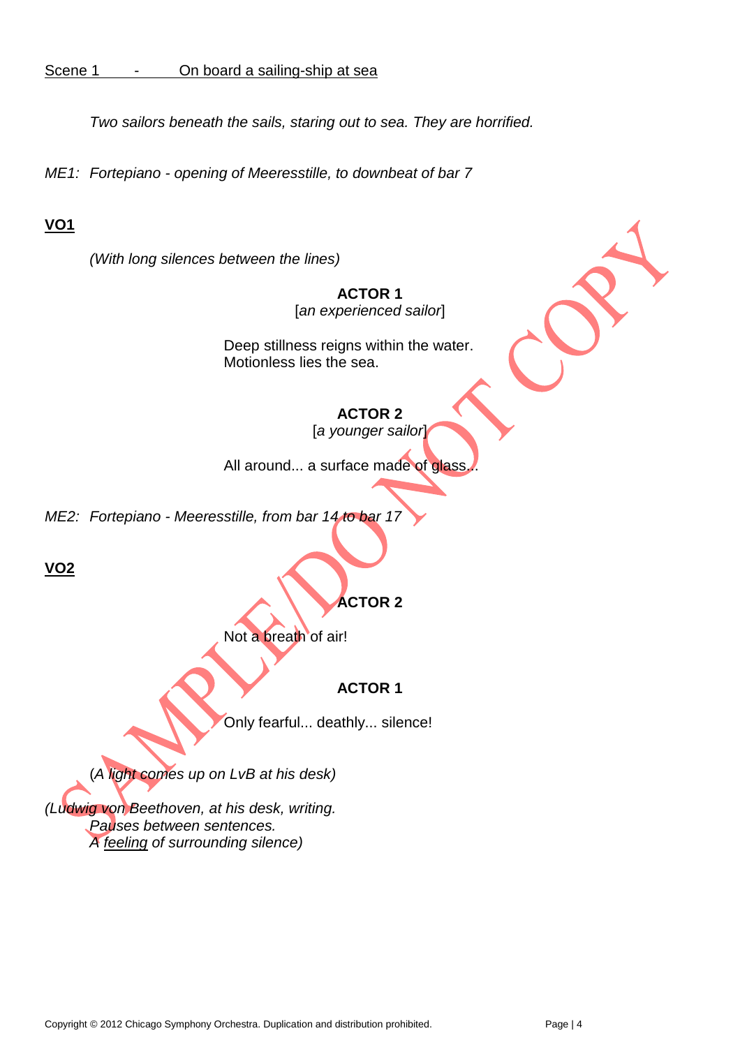Scene 1 - On board a sailing-ship at sea

*Two sailors beneath the sails, staring out to sea. They are horrified.*

*ME1: Fortepiano - opening of Meeresstille, to downbeat of bar 7*

**VO1**

*(With long silences between the lines)*

**ACTOR 1**
[*an experienced sailor*]

Deep stillness reigns within the water.
Motionless lies the sea.

**ACTOR 2**
[*a younger sailor*]

All around... a surface made of glass...

*ME2: Fortepiano - Meeresstille, from bar 14 to bar 17*

**VO2**

**ACTOR 2**

Not a breath of air!

**ACTOR 1**

Only fearful... deathly... silence!

*(A light comes up on LvB at his desk)*

*(Ludwig von Beethoven, at his desk, writing.
Pauses between sentences.
A feeling of surrounding silence)*

SAMPLE/DO NOT COPY

Copyright © 2012 Chicago Symphony Orchestra. Duplication and distribution prohibited.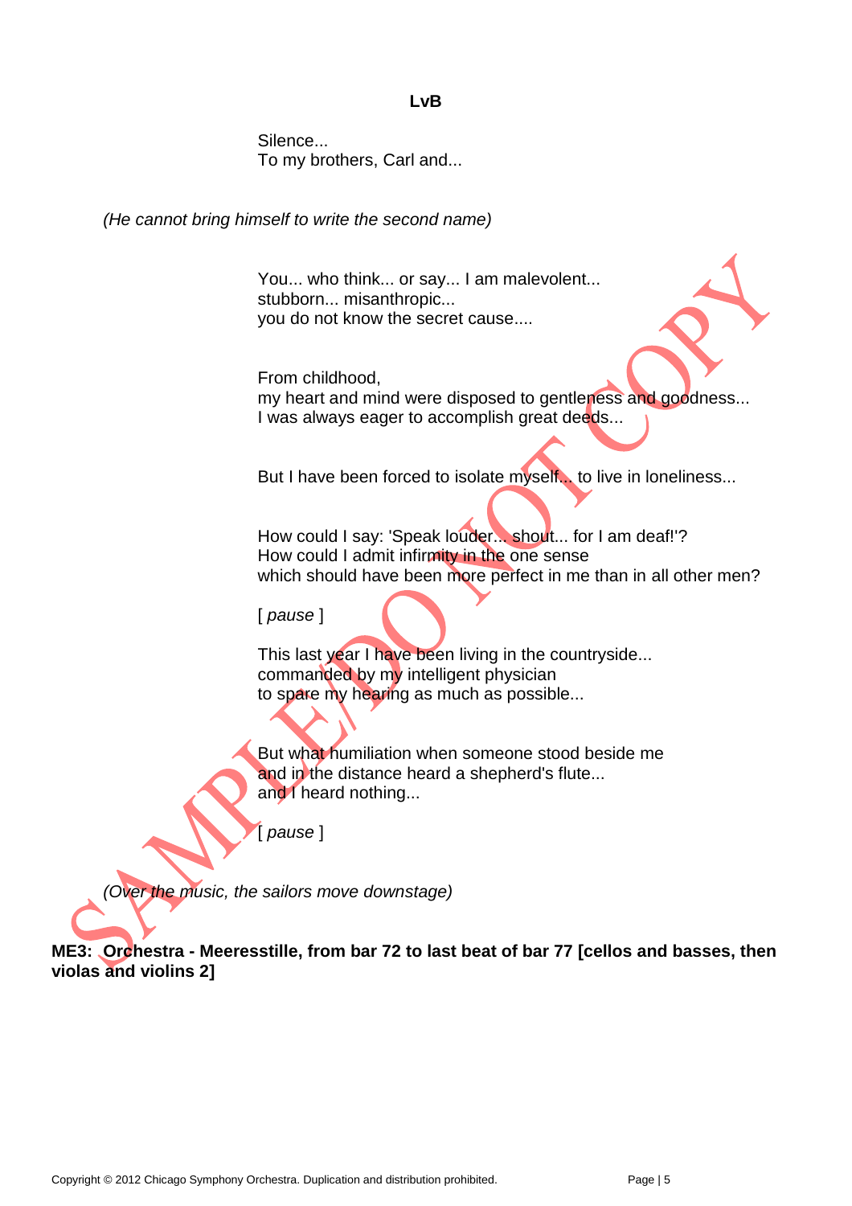**LvB**

Silence...
To my brothers, Carl and...

*(He cannot bring himself to write the second name)*

You... who think... or say... I am malevolent...
stubborn... misanthropic...
you do not know the secret cause....

From childhood,
my heart and mind were disposed to gentleness and goodness...
I was always eager to accomplish great deeds...

But I have been forced to isolate myself... to live in loneliness...

How could I say: 'Speak louder... shout... for I am deaf!'?
How could I admit infirmity in the one sense
which should have been more perfect in me than in all other men?

[ *pause* ]

This last year I have been living in the countryside...
commanded by my intelligent physician
to spare my hearing as much as possible...

But what humiliation when someone stood beside me
and in the distance heard a shepherd's flute...
and I heard nothing...

[ *pause* ]

*(Over the music, the sailors move downstage)*

**ME3: Orchestra - Meeresstille, from bar 72 to last beat of bar 77 [cellos and basses, then violas and violins 2]**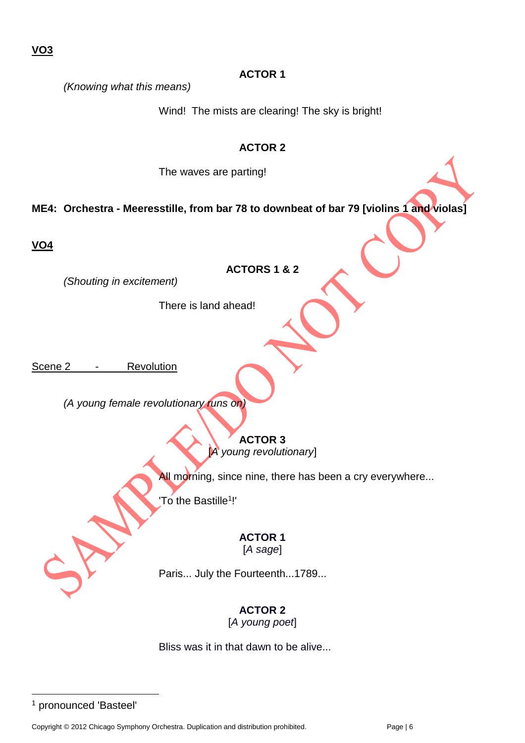**VO3**

**ACTOR 1**

*(Knowing what this means)*

Wind! The mists are clearing! The sky is bright!

**ACTOR 2**

The waves are parting!

**ME4: Orchestra - Meeresstille, from bar 78 to downbeat of bar 79 [violins 1 and violas]**

**VO4**

**ACTORS 1 & 2**

*(Shouting in excitement)*

There is land ahead!

Scene 2 - Revolution

*(A young female revolutionary runs on)*

**ACTOR 3**
[*A young revolutionary*]

All morning, since nine, there has been a cry everywhere...

'To the Bastille[1]!'

**ACTOR 1**
[*A sage*]

Paris... July the Fourteenth...1789...

**ACTOR 2**
[*A young poet*]

Bliss was it in that dawn to be alive...

---

[1] pronounced 'Basteel'

Copyright © 2012 Chicago Symphony Orchestra. Duplication and distribution prohibited.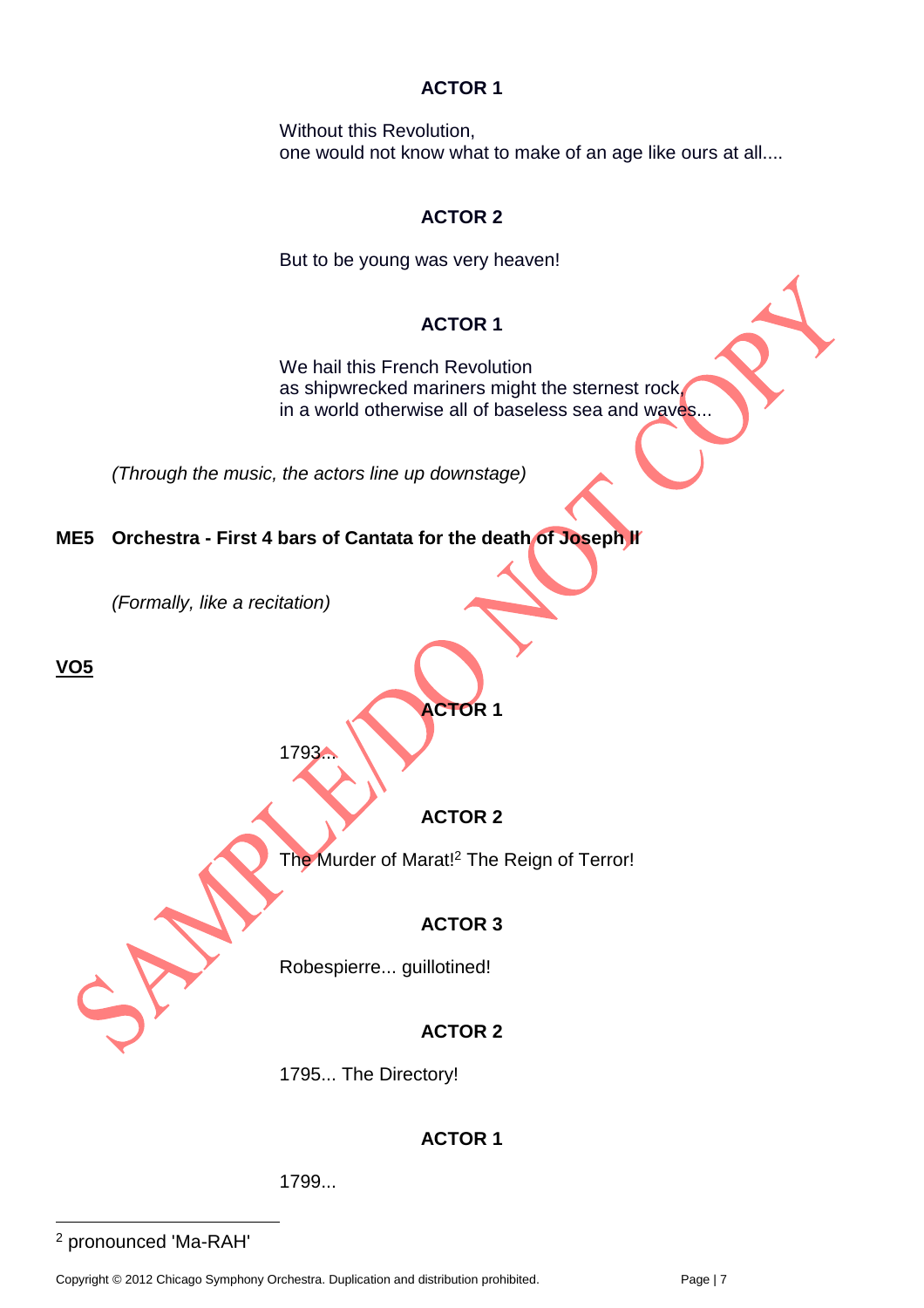**ACTOR 1**

Without this Revolution,
one would not know what to make of an age like ours at all....

**ACTOR 2**

But to be young was very heaven!

**ACTOR 1**

We hail this French Revolution
as shipwrecked mariners might the sternest rock,
in a world otherwise all of baseless sea and waves...

*(Through the music, the actors line up downstage)*

**ME5 Orchestra - First 4 bars of Cantata for the death of Joseph II**

*(Formally, like a recitation)*

**VO5**

**ACTOR 1**

1793...

**ACTOR 2**

The Murder of Marat![2] The Reign of Terror!

**ACTOR 3**

Robespierre... guillotined!

**ACTOR 2**

1795... The Directory!

**ACTOR 1**

1799...

---

[2] pronounced 'Ma-RAH'

Copyright © 2012 Chicago Symphony Orchestra. Duplication and distribution prohibited.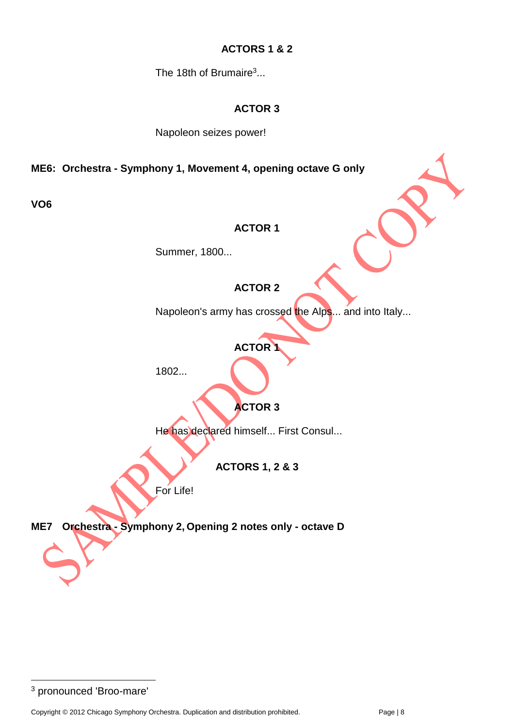**ACTORS 1 & 2**

The 18th of Brumaire[3]...

**ACTOR 3**

Napoleon seizes power!

**ME6: Orchestra - Symphony 1, Movement 4, opening octave G only**

**VO6**

**ACTOR 1**

Summer, 1800...

**ACTOR 2**

Napoleon's army has crossed the Alps... and into Italy...

**ACTOR 1**

1802...

**ACTOR 3**

He has declared himself... First Consul...

**ACTORS 1, 2 & 3**

For Life!

**ME7 Orchestra - Symphony 2, Opening 2 notes only - octave D**

[3] pronounced 'Broo-mare'

Copyright © 2012 Chicago Symphony Orchestra. Duplication and distribution prohibited.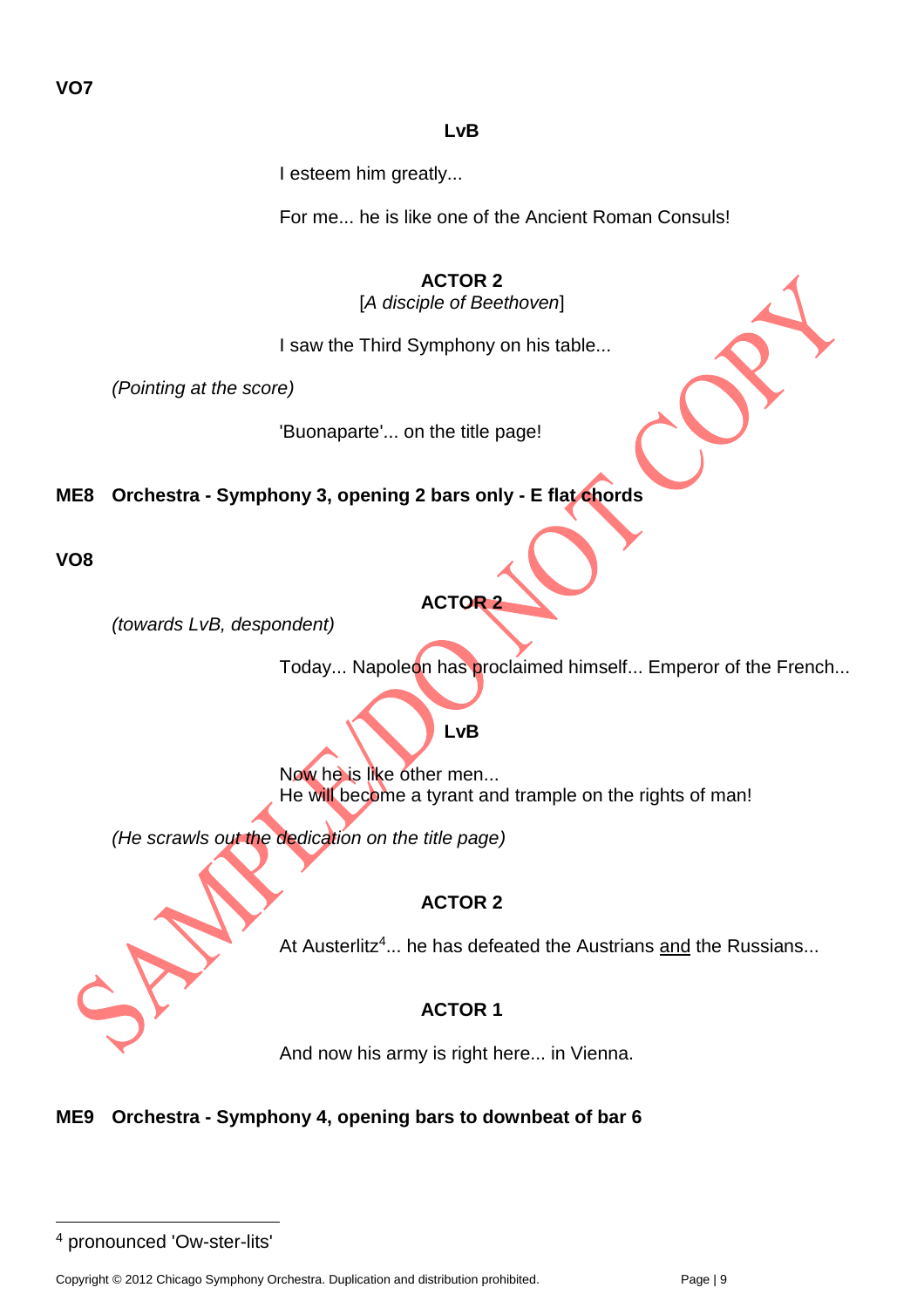**VO7**

**LvB**

I esteem him greatly...

For me... he is like one of the Ancient Roman Consuls!

**ACTOR 2**
[*A disciple of Beethoven*]

I saw the Third Symphony on his table...

*(Pointing at the score)*

'Buonaparte'... on the title page!

**ME8 Orchestra - Symphony 3, opening 2 bars only - E flat chords**

**VO8**

**ACTOR 2**

*(towards LvB, despondent)*

Today... Napoleon has proclaimed himself... Emperor of the French...

**LvB**

Now he is like other men...
He will become a tyrant and trample on the rights of man!

*(He scrawls out the dedication on the title page)*

**ACTOR 2**

At Austerlitz[4]... he has defeated the Austrians and the Russians...

**ACTOR 1**

And now his army is right here... in Vienna.

**ME9 Orchestra - Symphony 4, opening bars to downbeat of bar 6**

---

[4] pronounced 'Ow-ster-lits'

Copyright © 2012 Chicago Symphony Orchestra. Duplication and distribution prohibited.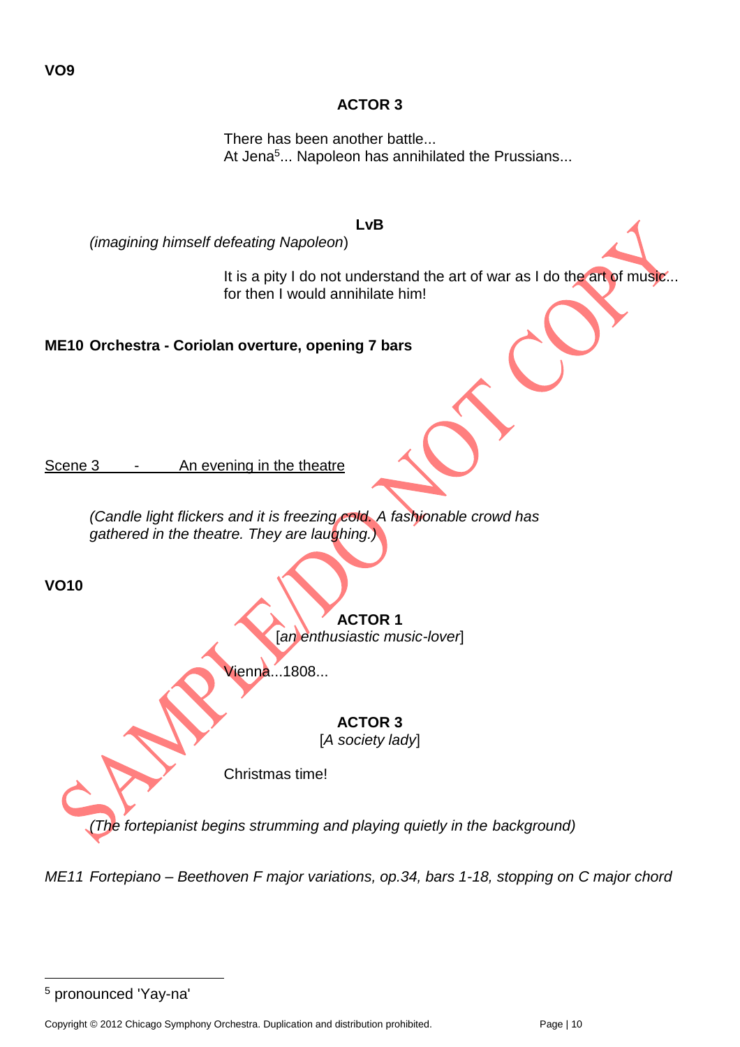**VO9**

**ACTOR 3**

There has been another battle...
At Jena[5]... Napoleon has annihilated the Prussians...

**LvB**

*(imagining himself defeating Napoleon)*

It is a pity I do not understand the art of war as I do the art of music... for then I would annihilate him!

**ME10 Orchestra - Coriolan overture, opening 7 bars**

Scene 3 - An evening in the theatre

*(Candle light flickers and it is freezing cold. A fashionable crowd has gathered in the theatre. They are laughing.)*

**VO10**

**ACTOR 1**
[*an enthusiastic music-lover*]

Vienna...1808...

**ACTOR 3**
[*A society lady*]

Christmas time!

*(The fortepianist begins strumming and playing quietly in the background)*

*ME11 Fortepiano – Beethoven F major variations, op.34, bars 1-18, stopping on C major chord*

---

[5] pronounced 'Yay-na'

Copyright © 2012 Chicago Symphony Orchestra. Duplication and distribution prohibited.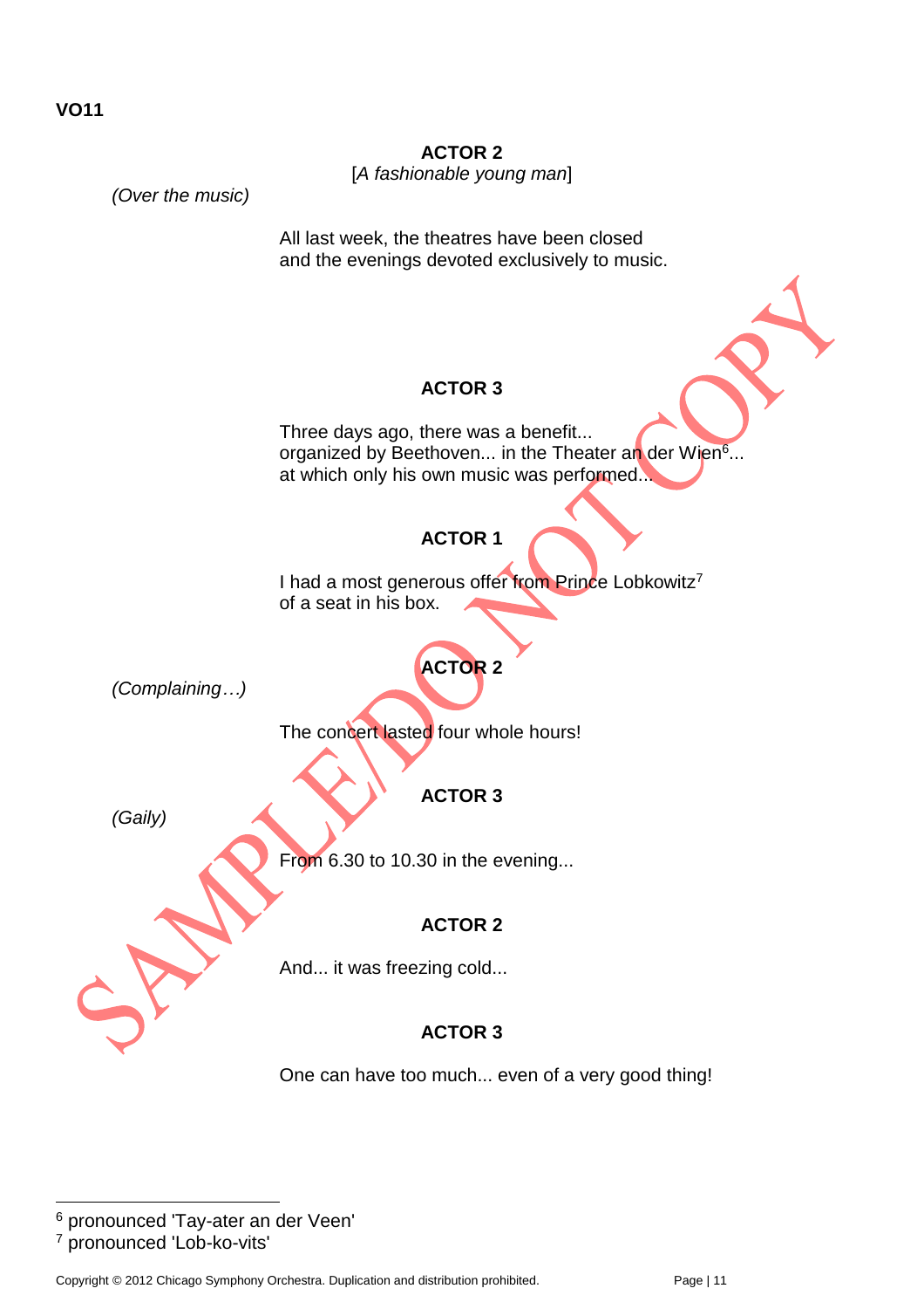**VO11**

**ACTOR 2**
[*A fashionable young man*]

*(Over the music)*

All last week, the theatres have been closed
and the evenings devoted exclusively to music.

**ACTOR 3**

Three days ago, there was a benefit...
organized by Beethoven... in the Theater an der Wien[6]...
at which only his own music was performed...

**ACTOR 1**

I had a most generous offer from Prince Lobkowitz[7]
of a seat in his box.

**ACTOR 2**

*(Complaining…)*

The concert lasted four whole hours!

**ACTOR 3**

*(Gaily)*

From 6.30 to 10.30 in the evening...

**ACTOR 2**

And... it was freezing cold...

**ACTOR 3**

One can have too much... even of a very good thing!

---

[6] pronounced 'Tay-ater an der Veen'

[7] pronounced 'Lob-ko-vits'

Copyright © 2012 Chicago Symphony Orchestra. Duplication and distribution prohibited.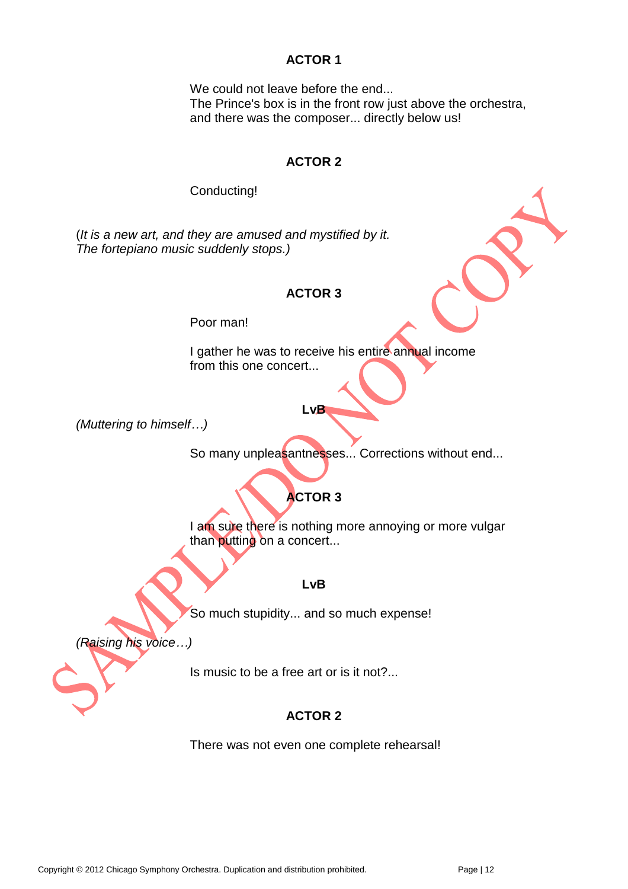**ACTOR 1**

We could not leave before the end...
The Prince's box is in the front row just above the orchestra, and there was the composer... directly below us!

**ACTOR 2**

Conducting!

(*It is a new art, and they are amused and mystified by it. The fortepiano music suddenly stops.)*

**ACTOR 3**

Poor man!

I gather he was to receive his entire annual income from this one concert...

**LvB**

*(Muttering to himself…)*

So many unpleasantnesses... Corrections without end...

**ACTOR 3**

I am sure there is nothing more annoying or more vulgar than putting on a concert...

**LvB**

So much stupidity... and so much expense!

*(Raising his voice…)*

Is music to be a free art or is it not?...

**ACTOR 2**

There was not even one complete rehearsal!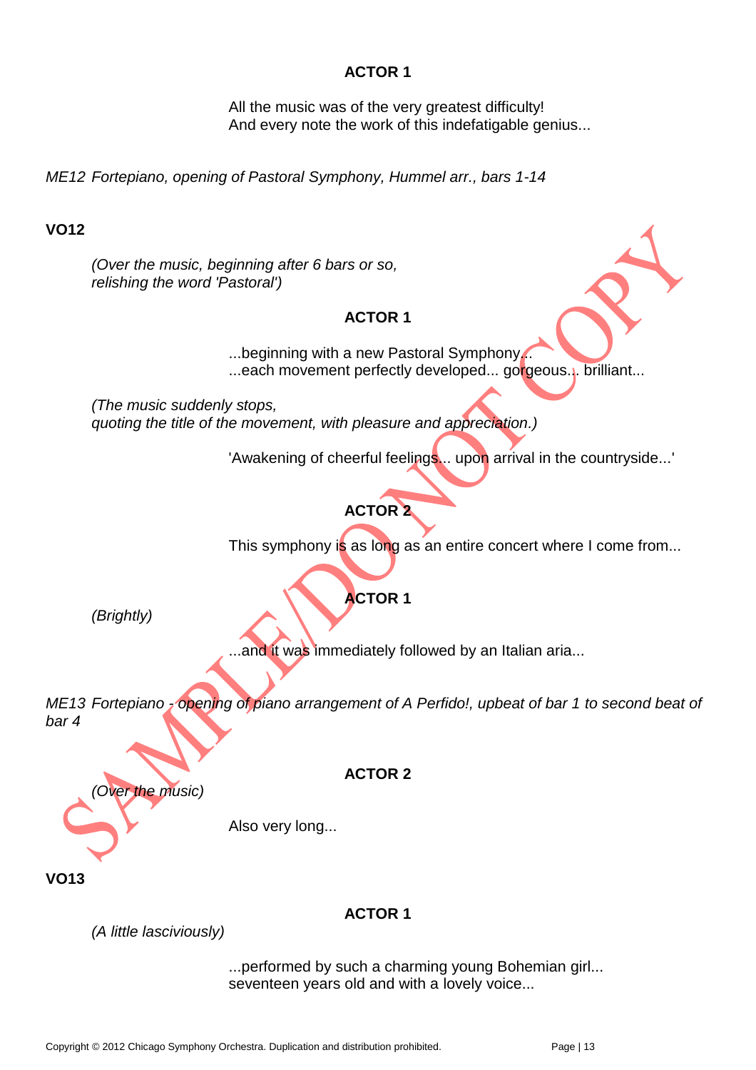**ACTOR 1**

All the music was of the very greatest difficulty!
And every note the work of this indefatigable genius...

*ME12 Fortepiano, opening of Pastoral Symphony, Hummel arr., bars 1-14*

**VO12**

*(Over the music, beginning after 6 bars or so, relishing the word 'Pastoral')*

**ACTOR 1**

...beginning with a new Pastoral Symphony...
...each movement perfectly developed... gorgeous... brilliant...

*(The music suddenly stops, quoting the title of the movement, with pleasure and appreciation.)*

'Awakening of cheerful feelings... upon arrival in the countryside...'

**ACTOR 2**

This symphony is as long as an entire concert where I come from...

**ACTOR 1**

*(Brightly)*

...and it was immediately followed by an Italian aria...

*ME13 Fortepiano - opening of piano arrangement of A Perfido!, upbeat of bar 1 to second beat of bar 4*

**ACTOR 2**

*(Over the music)*

Also very long...

**VO13**

**ACTOR 1**

*(A little lasciviously)*

...performed by such a charming young Bohemian girl...
seventeen years old and with a lovely voice...

SAMPLE/DO NOT COPY

Copyright © 2012 Chicago Symphony Orchestra. Duplication and distribution prohibited.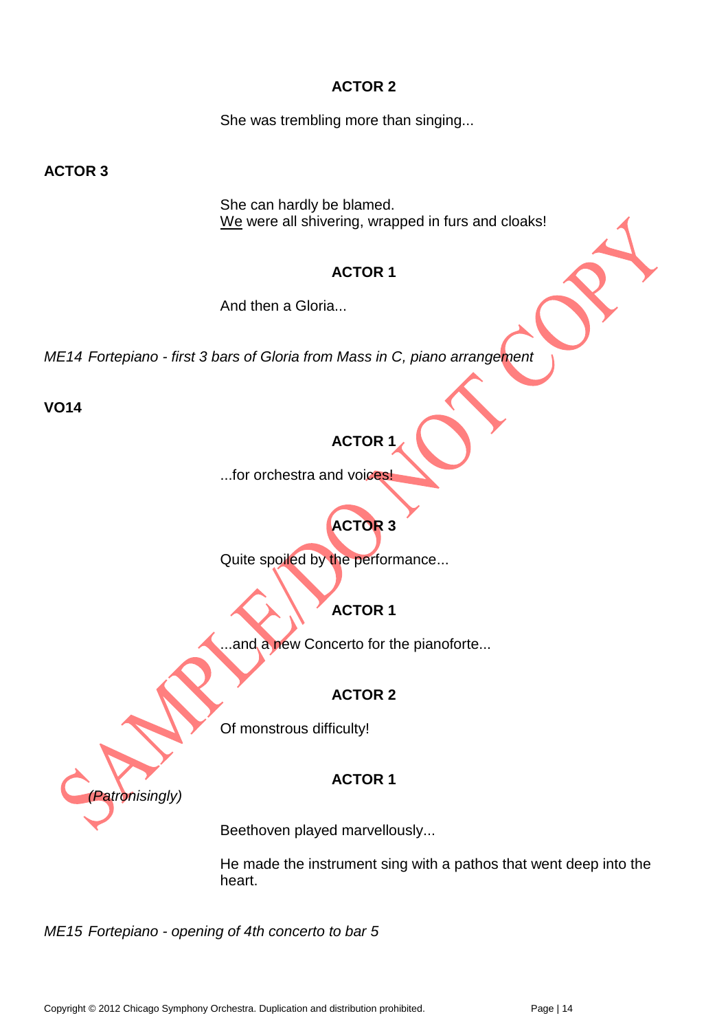**ACTOR 2**

She was trembling more than singing...

**ACTOR 3**

She can hardly be blamed.
<u>We</u> were all shivering, wrapped in furs and cloaks!

**ACTOR 1**

And then a Gloria...

*ME14 Fortepiano - first 3 bars of Gloria from Mass in C, piano arrangement*

**VO14**

**ACTOR 1**

...for orchestra and voices!

**ACTOR 3**

Quite spoiled by the performance...

**ACTOR 1**

...and a new Concerto for the pianoforte...

**ACTOR 2**

Of monstrous difficulty!

**ACTOR 1**

*(Patronisingly)*

Beethoven played marvellously...

He made the instrument sing with a pathos that went deep into the heart.

*ME15 Fortepiano - opening of 4th concerto to bar 5*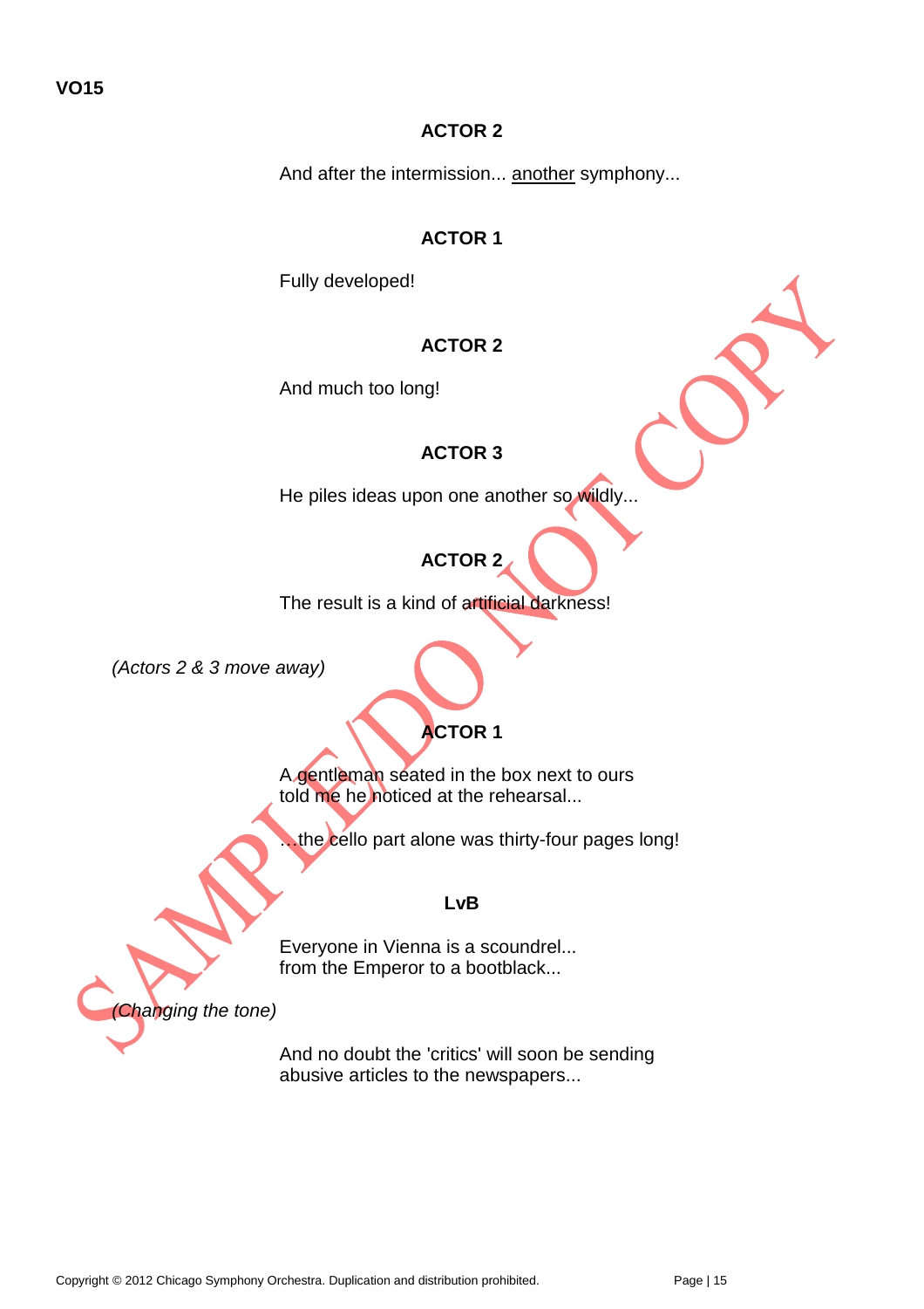**VO15**

**ACTOR 2**

And after the intermission... <u>another</u> symphony...

**ACTOR 1**

Fully developed!

**ACTOR 2**

And much too long!

**ACTOR 3**

He piles ideas upon one another so wildly...

**ACTOR 2**

The result is a kind of artificial darkness!

*(Actors 2 & 3 move away)*

**ACTOR 1**

A gentleman seated in the box next to ours
told me he noticed at the rehearsal...

...the cello part alone was thirty-four pages long!

**LvB**

Everyone in Vienna is a scoundrel...
from the Emperor to a bootblack...

*(Changing the tone)*

And no doubt the 'critics' will soon be sending
abusive articles to the newspapers...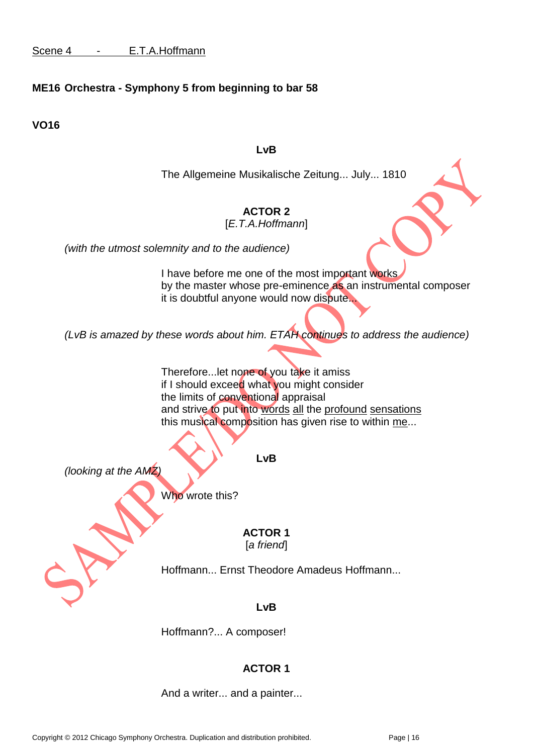<u>Scene 4 - E.T.A.Hoffmann</u>

**ME16 Orchestra - Symphony 5 from beginning to bar 58**

**VO16**

**LvB**

The Allgemeine Musikalische Zeitung... July... 1810

**ACTOR 2**
[*E.T.A.Hoffmann*]

*(with the utmost solemnity and to the audience)*

I have before me one of the most important works
by the master whose pre-eminence as an instrumental composer
it is doubtful anyone would now dispute...

*(LvB is amazed by these words about him. ETAH continues to address the audience)*

Therefore...let none of you take it amiss
if I should exceed what you might consider
the limits of conventional appraisal
and strive to put into <u>words</u> <u>all</u> the <u>profound</u> <u>sensations</u>
this musical composition has given rise to within <u>me</u>...

**LvB**

*(looking at the AMZ)*

Who wrote this?

**ACTOR 1**
[*a friend*]

Hoffmann... Ernst Theodore Amadeus Hoffmann...

**LvB**

Hoffmann?... A composer!

**ACTOR 1**

And a writer... and a painter...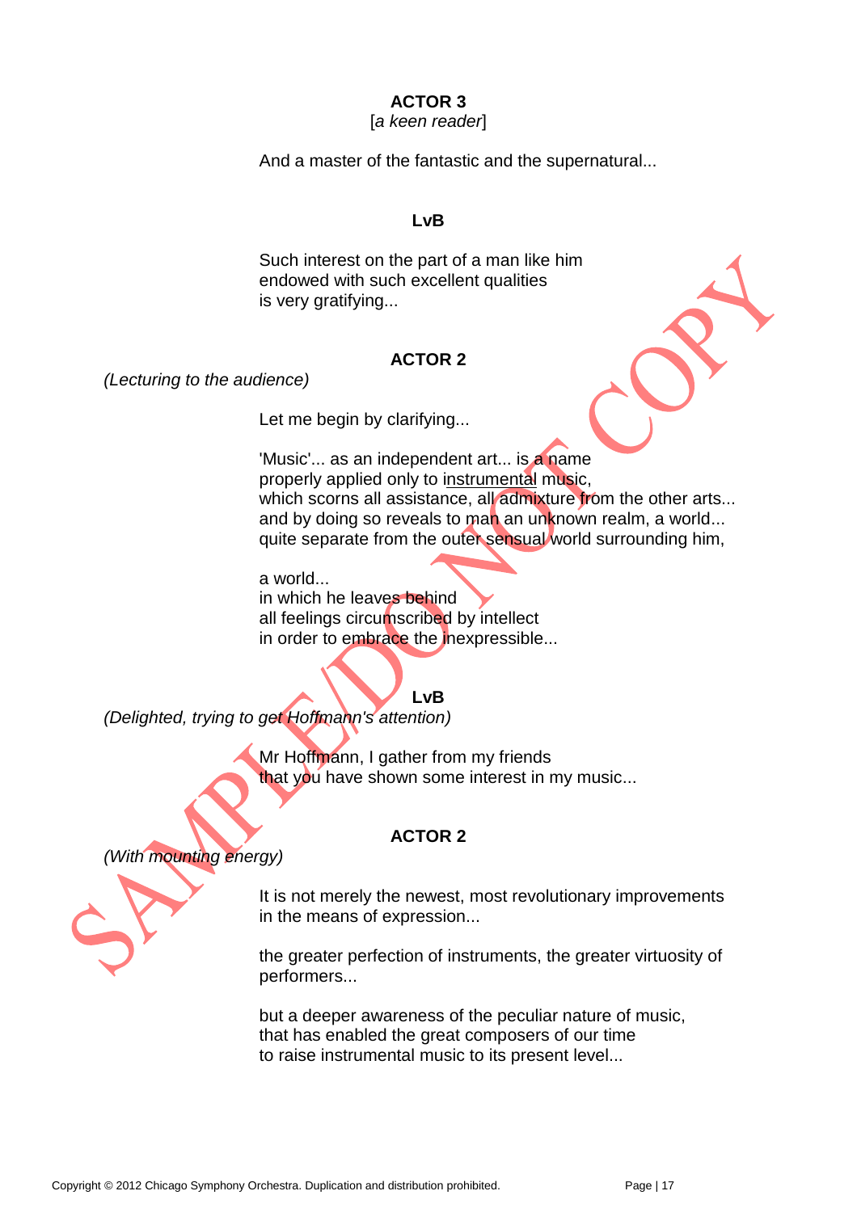**ACTOR 3**
[*a keen reader*]

And a master of the fantastic and the supernatural...

**LvB**

Such interest on the part of a man like him
endowed with such excellent qualities
is very gratifying...

**ACTOR 2**
*(Lecturing to the audience)*

Let me begin by clarifying...

'Music'... as an independent art... is a name
properly applied only to <u>instrumental</u> music,
which scorns all assistance, all admixture from the other arts...
and by doing so reveals to man an unknown realm, a world...
quite separate from the outer sensual world surrounding him,

a world...
in which he leaves behind
all feelings circumscribed by intellect
in order to embrace the inexpressible...

**LvB**
*(Delighted, trying to get Hoffmann's attention)*

Mr Hoffmann, I gather from my friends
that you have shown some interest in my music...

**ACTOR 2**
*(With mounting energy)*

It is not merely the newest, most revolutionary improvements
in the means of expression...

the greater perfection of instruments, the greater virtuosity of
performers...

but a deeper awareness of the peculiar nature of music,
that has enabled the great composers of our time
to raise instrumental music to its present level...

Copyright © 2012 Chicago Symphony Orchestra. Duplication and distribution prohibited.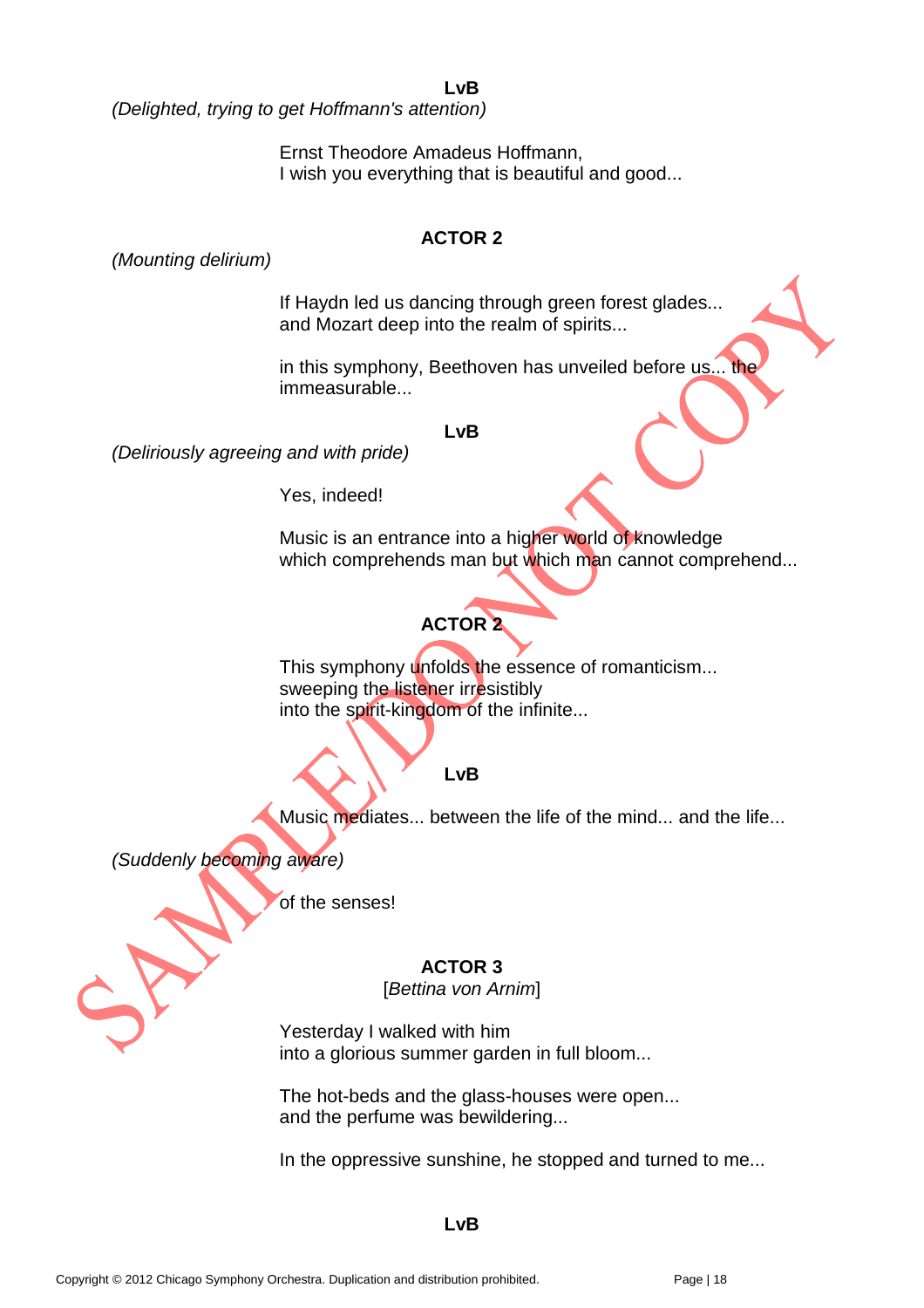**LvB**

*(Delighted, trying to get Hoffmann's attention)*

Ernst Theodore Amadeus Hoffmann,
I wish you everything that is beautiful and good...

**ACTOR 2**

*(Mounting delirium)*

If Haydn led us dancing through green forest glades...
and Mozart deep into the realm of spirits...

in this symphony, Beethoven has unveiled before us... the immeasurable...

**LvB**

*(Deliriously agreeing and with pride)*

Yes, indeed!

Music is an entrance into a higher world of knowledge
which comprehends man but which man cannot comprehend...

**ACTOR 2**

This symphony unfolds the essence of romanticism...
sweeping the listener irresistibly
into the spirit-kingdom of the infinite...

**LvB**

Music mediates... between the life of the mind... and the life...

*(Suddenly becoming aware)*

of the senses!

**ACTOR 3**
[*Bettina von Arnim*]

Yesterday I walked with him
into a glorious summer garden in full bloom...

The hot-beds and the glass-houses were open...
and the perfume was bewildering...

In the oppressive sunshine, he stopped and turned to me...

**LvB**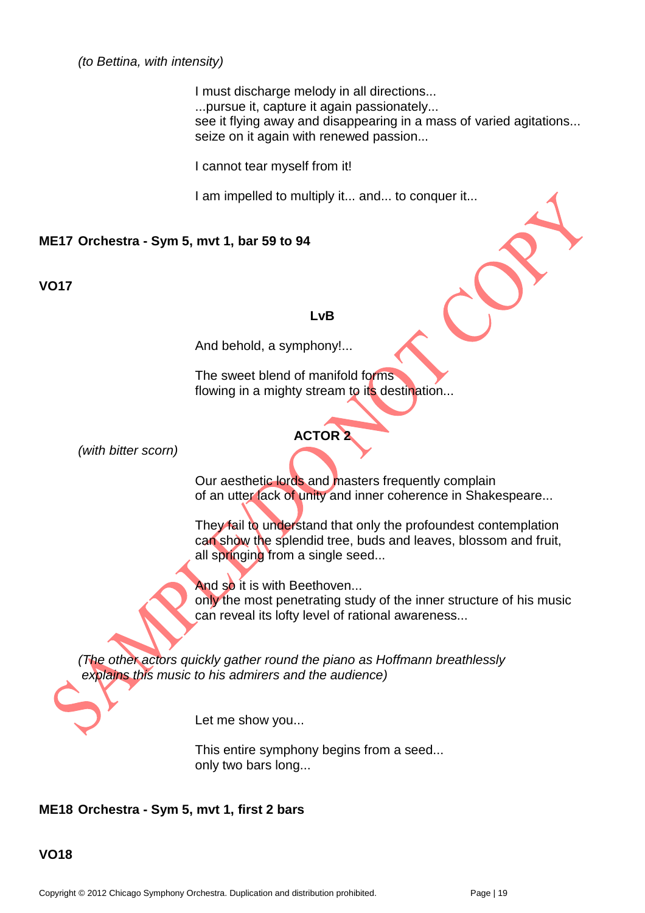*(to Bettina, with intensity)*

I must discharge melody in all directions...
...pursue it, capture it again passionately...
see it flying away and disappearing in a mass of varied agitations...
seize on it again with renewed passion...

I cannot tear myself from it!

I am impelled to multiply it... and... to conquer it...

**ME17 Orchestra - Sym 5, mvt 1, bar 59 to 94**

**VO17**

**LvB**

And behold, a symphony!...

The sweet blend of manifold forms
flowing in a mighty stream to its destination...

**ACTOR 2**

*(with bitter scorn)*

Our aesthetic lords and masters frequently complain
of an utter lack of unity and inner coherence in Shakespeare...

They fail to understand that only the profoundest contemplation
can show the splendid tree, buds and leaves, blossom and fruit,
all springing from a single seed...

And so it is with Beethoven...
only the most penetrating study of the inner structure of his music
can reveal its lofty level of rational awareness...

*(The other actors quickly gather round the piano as Hoffmann breathlessly explains this music to his admirers and the audience)*

Let me show you...

This entire symphony begins from a seed...
only two bars long...

**ME18 Orchestra - Sym 5, mvt 1, first 2 bars**

**VO18**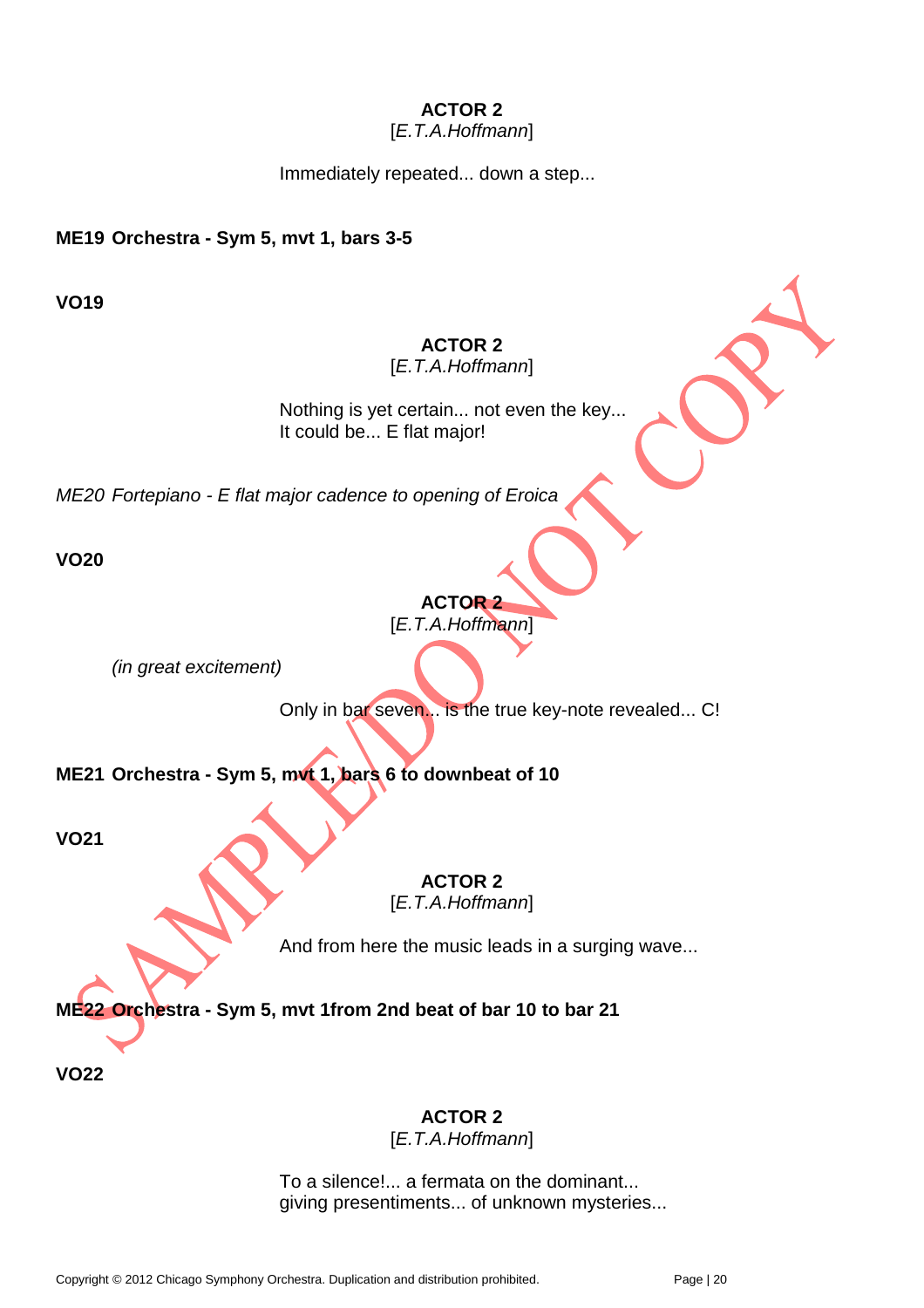**ACTOR 2**
[*E.T.A.Hoffmann*]

Immediately repeated... down a step...

**ME19 Orchestra - Sym 5, mvt 1, bars 3-5**

**VO19**

**ACTOR 2**
[*E.T.A.Hoffmann*]

Nothing is yet certain... not even the key...
It could be... E flat major!

*ME20 Fortepiano - E flat major cadence to opening of Eroica*

**VO20**

**ACTOR 2**
[*E.T.A.Hoffmann*]

*(in great excitement)*

Only in bar seven... is the true key-note revealed... C!

**ME21 Orchestra - Sym 5, mvt 1, bars 6 to downbeat of 10**

**VO21**

**ACTOR 2**
[*E.T.A.Hoffmann*]

And from here the music leads in a surging wave...

**ME22 Orchestra - Sym 5, mvt 1from 2nd beat of bar 10 to bar 21**

**VO22**

**ACTOR 2**
[*E.T.A.Hoffmann*]

To a silence!... a fermata on the dominant...
giving presentiments... of unknown mysteries...

SAMPLE/DO NOT COPY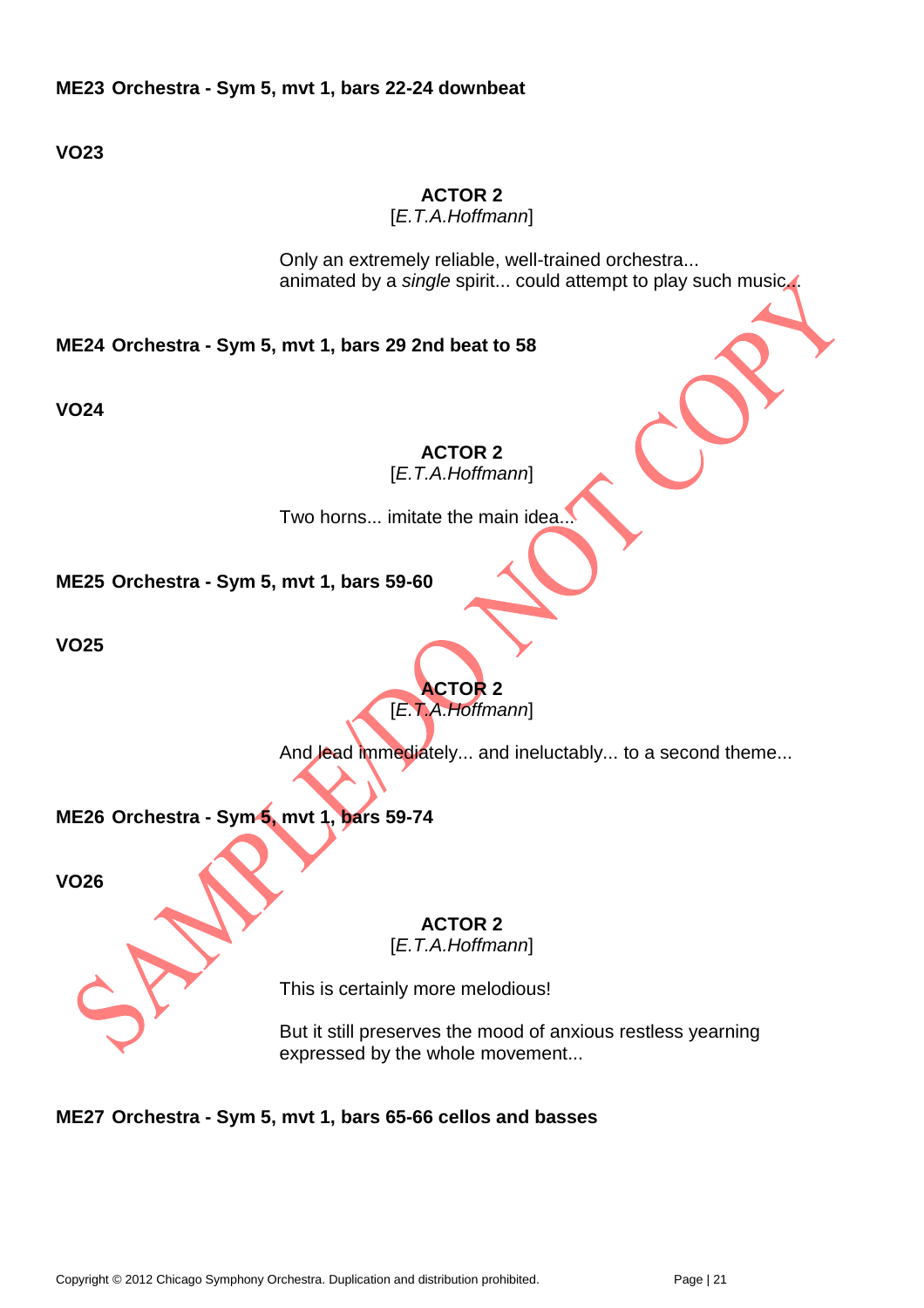**ME23 Orchestra - Sym 5, mvt 1, bars 22-24 downbeat**

**VO23**

**ACTOR 2**
[*E.T.A.Hoffmann*]

Only an extremely reliable, well-trained orchestra...
animated by a *single* spirit... could attempt to play such music...

**ME24 Orchestra - Sym 5, mvt 1, bars 29 2nd beat to 58**

**VO24**

**ACTOR 2**
[*E.T.A.Hoffmann*]

Two horns... imitate the main idea...

**ME25 Orchestra - Sym 5, mvt 1, bars 59-60**

**VO25**

**ACTOR 2**
[*E.T.A.Hoffmann*]

And lead immediately... and ineluctably... to a second theme...

**ME26 Orchestra - Sym 5, mvt 1, bars 59-74**

**VO26**

**ACTOR 2**
[*E.T.A.Hoffmann*]

This is certainly more melodious!

But it still preserves the mood of anxious restless yearning expressed by the whole movement...

**ME27 Orchestra - Sym 5, mvt 1, bars 65-66 cellos and basses**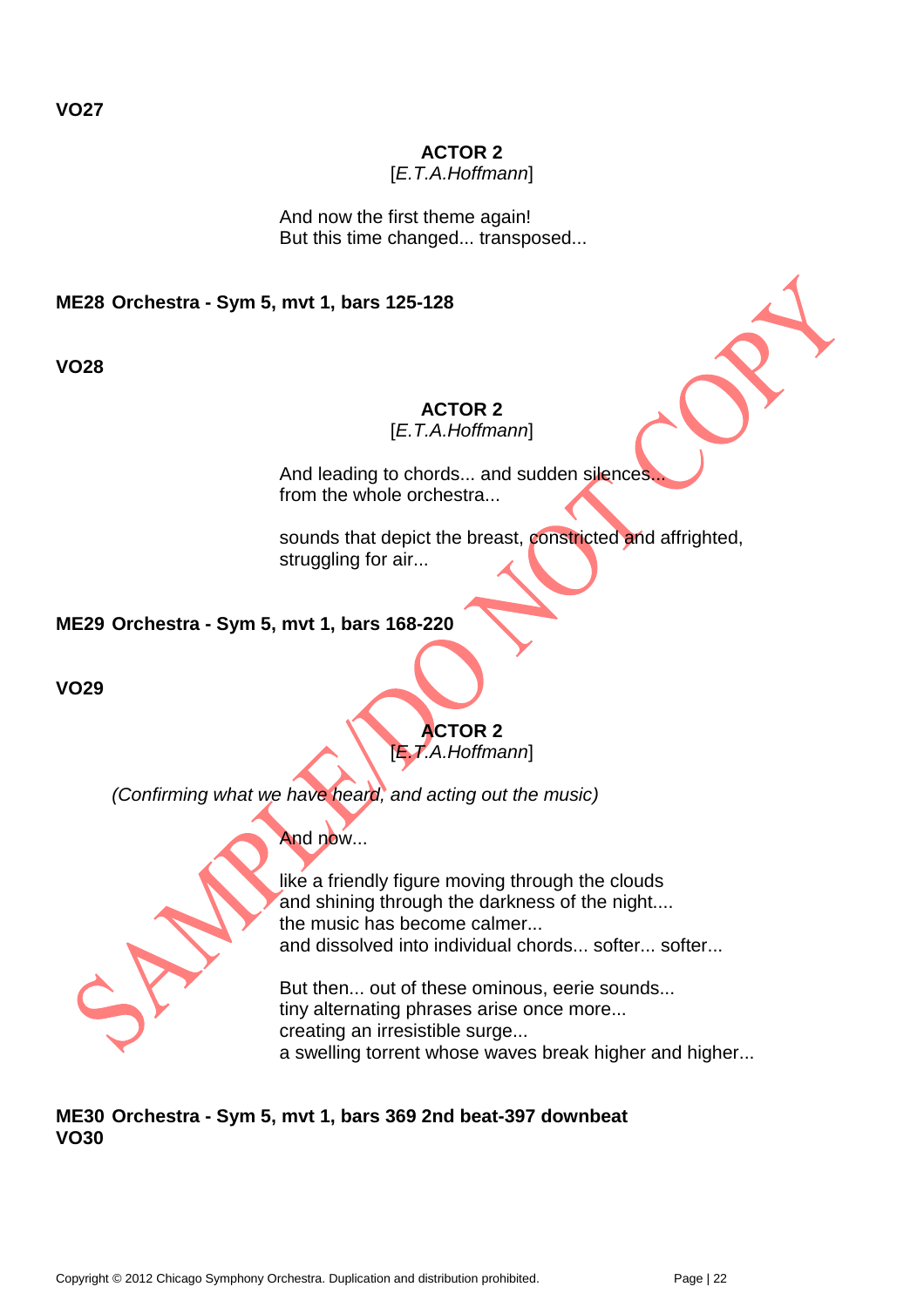**VO27**

**ACTOR 2**
[*E.T.A.Hoffmann*]

And now the first theme again!
But this time changed... transposed...

**ME28 Orchestra - Sym 5, mvt 1, bars 125-128**

**VO28**

**ACTOR 2**
[*E.T.A.Hoffmann*]

And leading to chords... and sudden silences...
from the whole orchestra...

sounds that depict the breast, constricted and affrighted,
struggling for air...

**ME29 Orchestra - Sym 5, mvt 1, bars 168-220**

**VO29**

**ACTOR 2**
[*E.T.A.Hoffmann*]

*(Confirming what we have heard, and acting out the music)*

And now...

like a friendly figure moving through the clouds
and shining through the darkness of the night....
the music has become calmer...
and dissolved into individual chords... softer... softer...

But then... out of these ominous, eerie sounds...
tiny alternating phrases arise once more...
creating an irresistible surge...
a swelling torrent whose waves break higher and higher...

**ME30 Orchestra - Sym 5, mvt 1, bars 369 2nd beat-397 downbeat**
**VO30**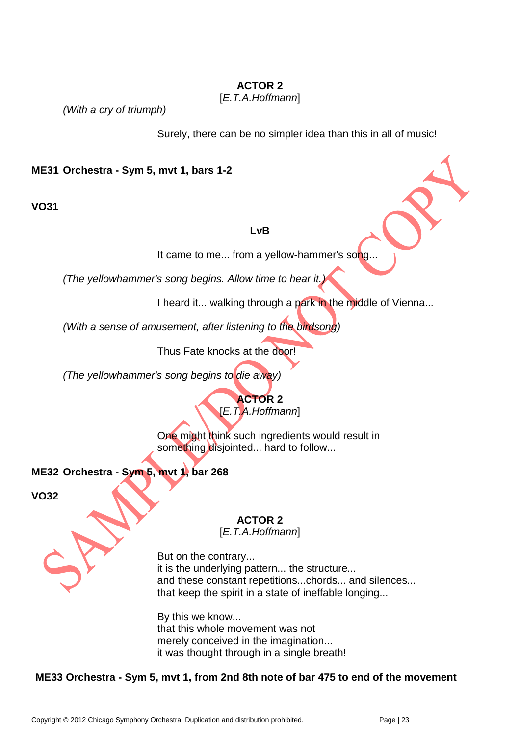**ACTOR 2**
[*E.T.A.Hoffmann*]

*(With a cry of triumph)*

Surely, there can be no simpler idea than this in all of music!

**ME31 Orchestra - Sym 5, mvt 1, bars 1-2**

**VO31**

**LvB**

It came to me... from a yellow-hammer's song...

*(The yellowhammer's song begins. Allow time to hear it.)*

I heard it... walking through a park in the middle of Vienna...

*(With a sense of amusement, after listening to the birdsong)*

Thus Fate knocks at the door!

*(The yellowhammer's song begins to die away)*

**ACTOR 2**
[*E.T.A.Hoffmann*]

One might think such ingredients would result in
something disjointed... hard to follow...

**ME32 Orchestra - Sym 5, mvt 1, bar 268**

**VO32**

**ACTOR 2**
[*E.T.A.Hoffmann*]

But on the contrary...
it is the underlying pattern... the structure...
and these constant repetitions...chords... and silences...
that keep the spirit in a state of ineffable longing...

By this we know...
that this whole movement was not
merely conceived in the imagination...
it was thought through in a single breath!

**ME33 Orchestra - Sym 5, mvt 1, from 2nd 8th note of bar 475 to end of the movement**

SAMPLE/DO NOT COPY

Copyright © 2012 Chicago Symphony Orchestra. Duplication and distribution prohibited.